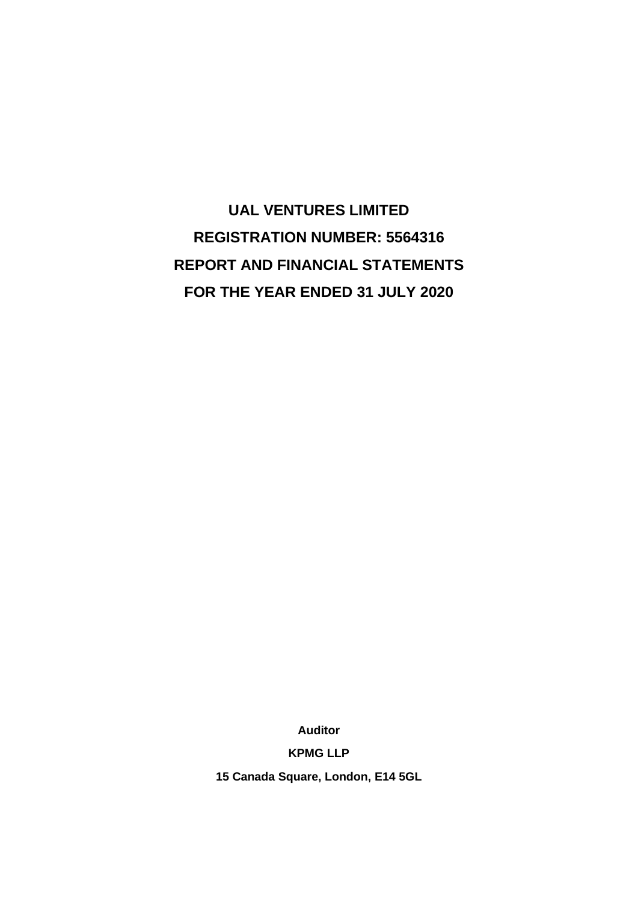# UAL VENTURES LIMITED

## REGISTRATION NUMBER: 5564316

## REPORT AND FINANCIAL STATEMENTS

## FOR THE YEAR ENDED 31 JULY 2020

**Auditor**

**KPMG LLP**

**15 Canada Square, London, E14 5GL**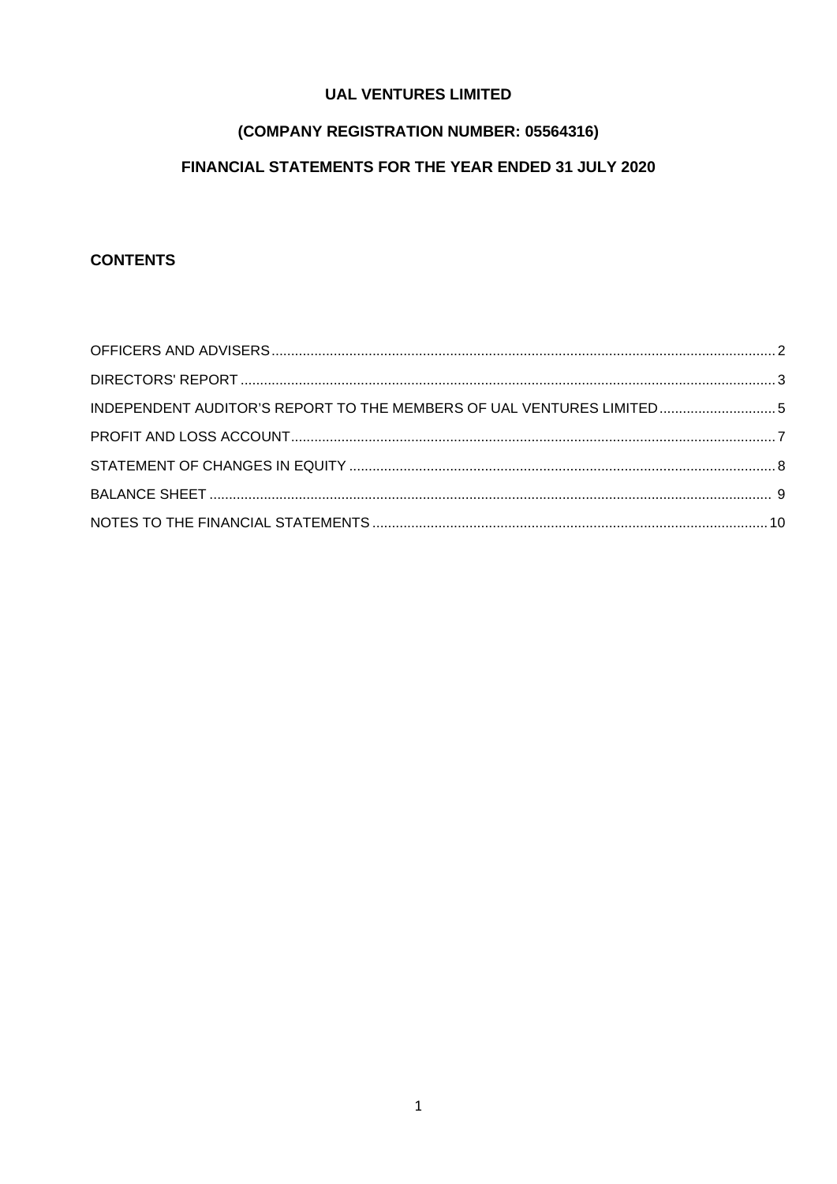# UAL VENTURES LIMITED

## (COMPANY REGISTRATION NUMBER: 05564316)

## FINANCIAL STATEMENTS FOR THE YEAR ENDED 31 JULY 2020

### CONTENTS

| | |
|---|---|
| OFFICERS AND ADVISERS | 2 |
| DIRECTORS' REPORT | 3 |
| INDEPENDENT AUDITOR'S REPORT TO THE MEMBERS OF UAL VENTURES LIMITED | 5 |
| PROFIT AND LOSS ACCOUNT | 7 |
| STATEMENT OF CHANGES IN EQUITY | 8 |
| BALANCE SHEET | 9 |
| NOTES TO THE FINANCIAL STATEMENTS | 10 |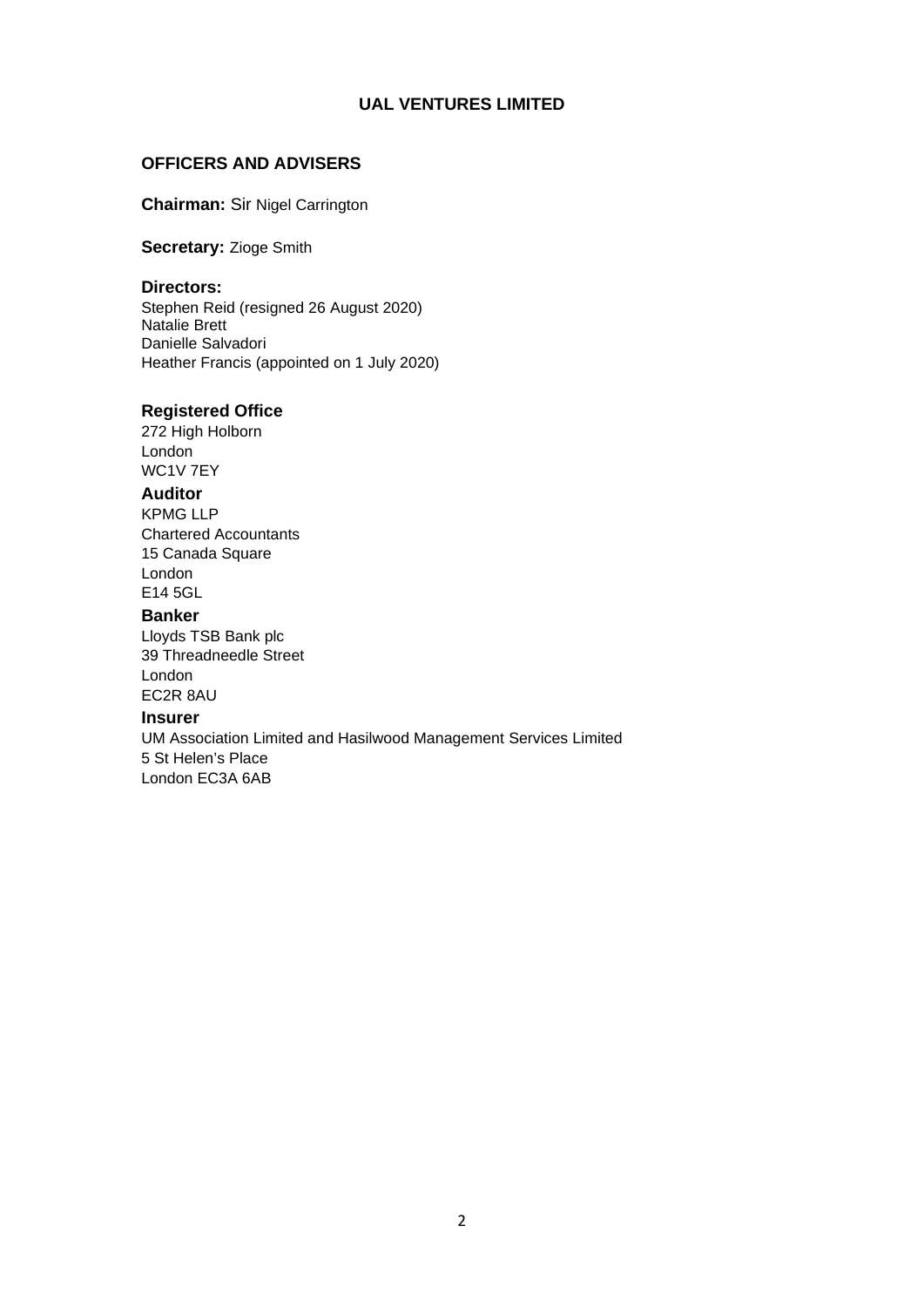# UAL VENTURES LIMITED

## OFFICERS AND ADVISERS

**Chairman:** Sir Nigel Carrington

**Secretary:** Zioge Smith

### Directors:

Stephen Reid (resigned 26 August 2020)
Natalie Brett
Danielle Salvadori
Heather Francis (appointed on 1 July 2020)

### Registered Office

272 High Holborn
London
WC1V 7EY

### Auditor

KPMG LLP
Chartered Accountants
15 Canada Square
London
E14 5GL

### Banker

Lloyds TSB Bank plc
39 Threadneedle Street
London
EC2R 8AU

### Insurer

UM Association Limited and Hasilwood Management Services Limited
5 St Helen's Place
London EC3A 6AB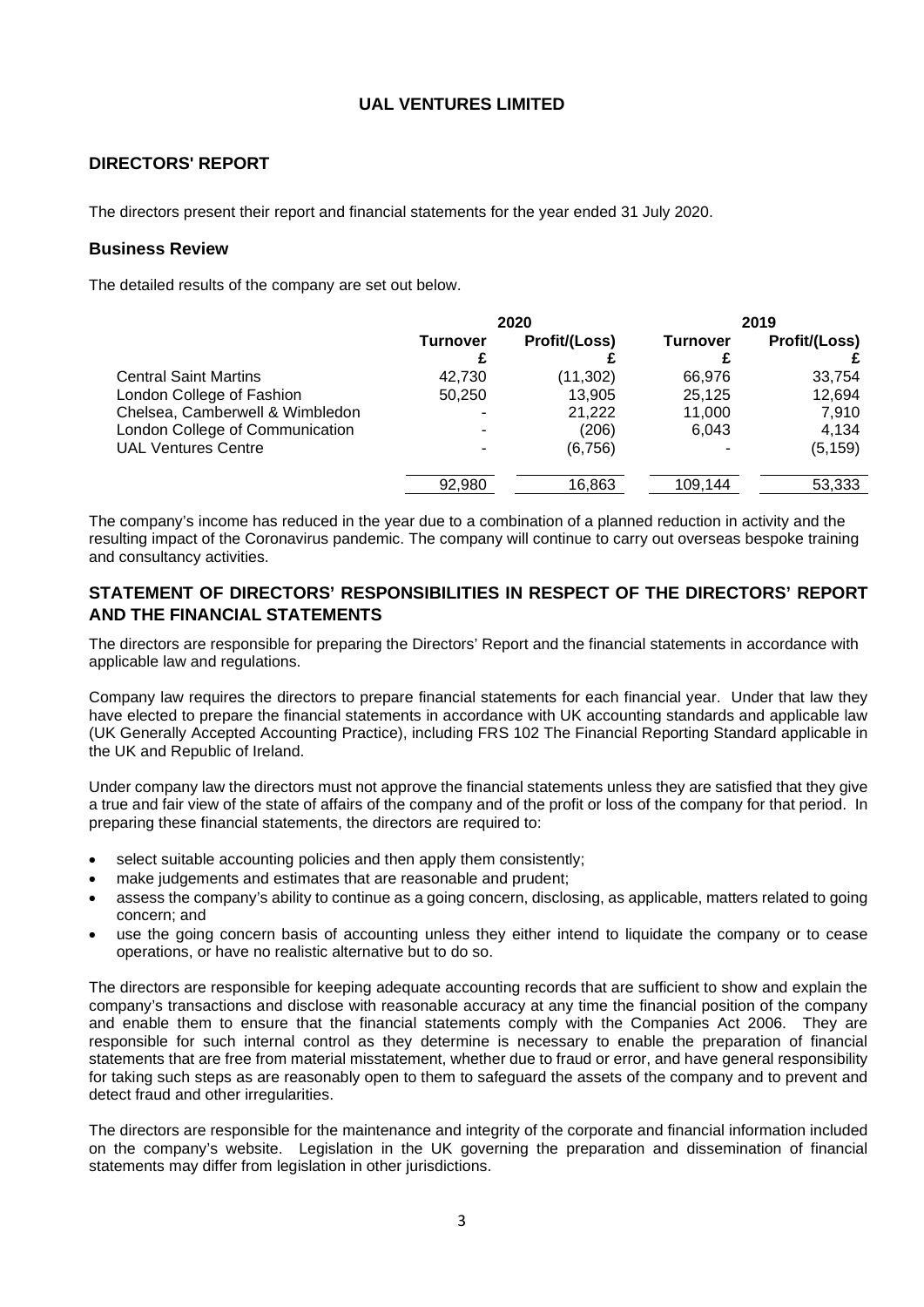# UAL VENTURES LIMITED

## DIRECTORS' REPORT

The directors present their report and financial statements for the year ended 31 July 2020.

### Business Review

The detailed results of the company are set out below.

| | 2020 | | 2019 | |
|---|---|---|---|---|
| | Turnover £ | Profit/(Loss) £ | Turnover £ | Profit/(Loss) £ |
| Central Saint Martins | 42,730 | (11,302) | 66,976 | 33,754 |
| London College of Fashion | 50,250 | 13,905 | 25,125 | 12,694 |
| Chelsea, Camberwell & Wimbledon | - | 21,222 | 11,000 | 7,910 |
| London College of Communication | - | (206) | 6,043 | 4,134 |
| UAL Ventures Centre | - | (6,756) | - | (5,159) |
| | 92,980 | 16,863 | 109,144 | 53,333 |

The company's income has reduced in the year due to a combination of a planned reduction in activity and the resulting impact of the Coronavirus pandemic. The company will continue to carry out overseas bespoke training and consultancy activities.

## STATEMENT OF DIRECTORS' RESPONSIBILITIES IN RESPECT OF THE DIRECTORS' REPORT AND THE FINANCIAL STATEMENTS

The directors are responsible for preparing the Directors' Report and the financial statements in accordance with applicable law and regulations.

Company law requires the directors to prepare financial statements for each financial year. Under that law they have elected to prepare the financial statements in accordance with UK accounting standards and applicable law (UK Generally Accepted Accounting Practice), including FRS 102 The Financial Reporting Standard applicable in the UK and Republic of Ireland.

Under company law the directors must not approve the financial statements unless they are satisfied that they give a true and fair view of the state of affairs of the company and of the profit or loss of the company for that period. In preparing these financial statements, the directors are required to:

- select suitable accounting policies and then apply them consistently;
- make judgements and estimates that are reasonable and prudent;
- assess the company's ability to continue as a going concern, disclosing, as applicable, matters related to going concern; and
- use the going concern basis of accounting unless they either intend to liquidate the company or to cease operations, or have no realistic alternative but to do so.

The directors are responsible for keeping adequate accounting records that are sufficient to show and explain the company's transactions and disclose with reasonable accuracy at any time the financial position of the company and enable them to ensure that the financial statements comply with the Companies Act 2006. They are responsible for such internal control as they determine is necessary to enable the preparation of financial statements that are free from material misstatement, whether due to fraud or error, and have general responsibility for taking such steps as are reasonably open to them to safeguard the assets of the company and to prevent and detect fraud and other irregularities.

The directors are responsible for the maintenance and integrity of the corporate and financial information included on the company's website. Legislation in the UK governing the preparation and dissemination of financial statements may differ from legislation in other jurisdictions.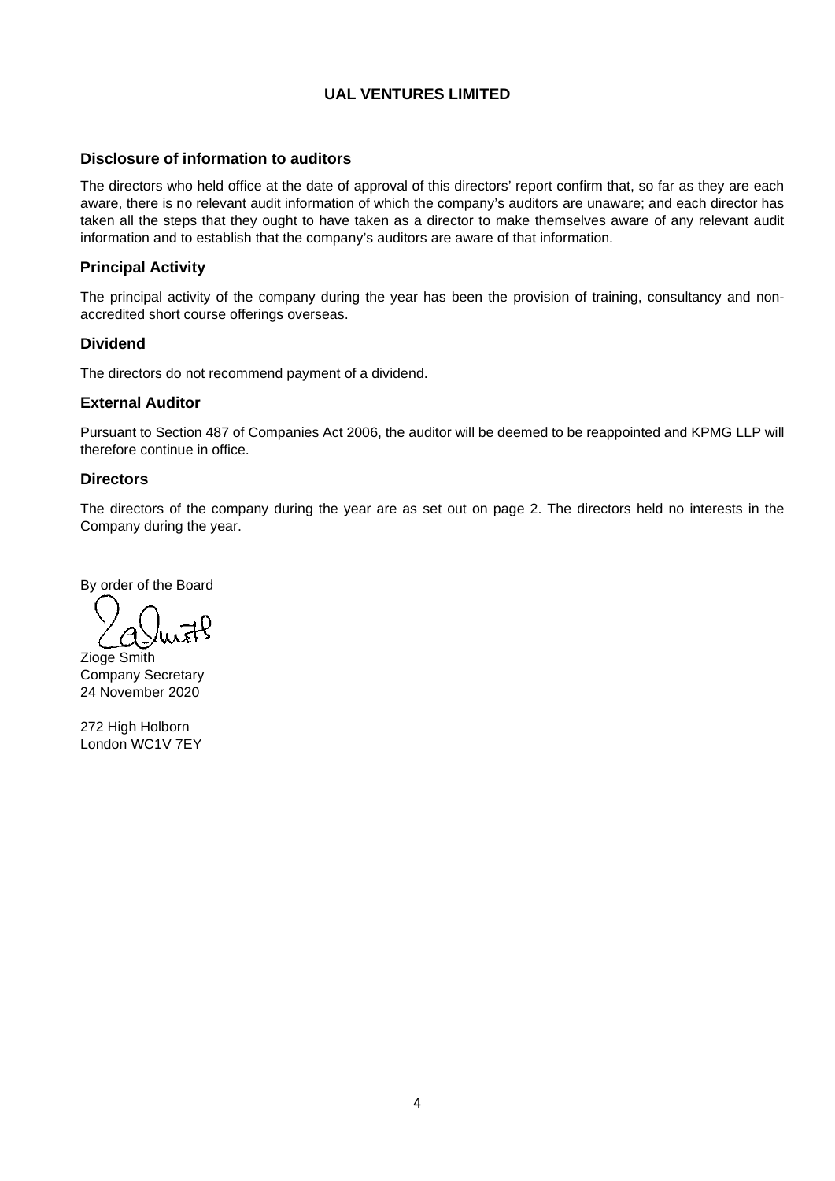# UAL VENTURES LIMITED

## Disclosure of information to auditors

The directors who held office at the date of approval of this directors' report confirm that, so far as they are each aware, there is no relevant audit information of which the company's auditors are unaware; and each director has taken all the steps that they ought to have taken as a director to make themselves aware of any relevant audit information and to establish that the company's auditors are aware of that information.

## Principal Activity

The principal activity of the company during the year has been the provision of training, consultancy and non-accredited short course offerings overseas.

## Dividend

The directors do not recommend payment of a dividend.

## External Auditor

Pursuant to Section 487 of Companies Act 2006, the auditor will be deemed to be reappointed and KPMG LLP will therefore continue in office.

## Directors

The directors of the company during the year are as set out on page 2. The directors held no interests in the Company during the year.

By order of the Board

Zioge Smith  
Company Secretary  
24 November 2020

272 High Holborn  
London WC1V 7EY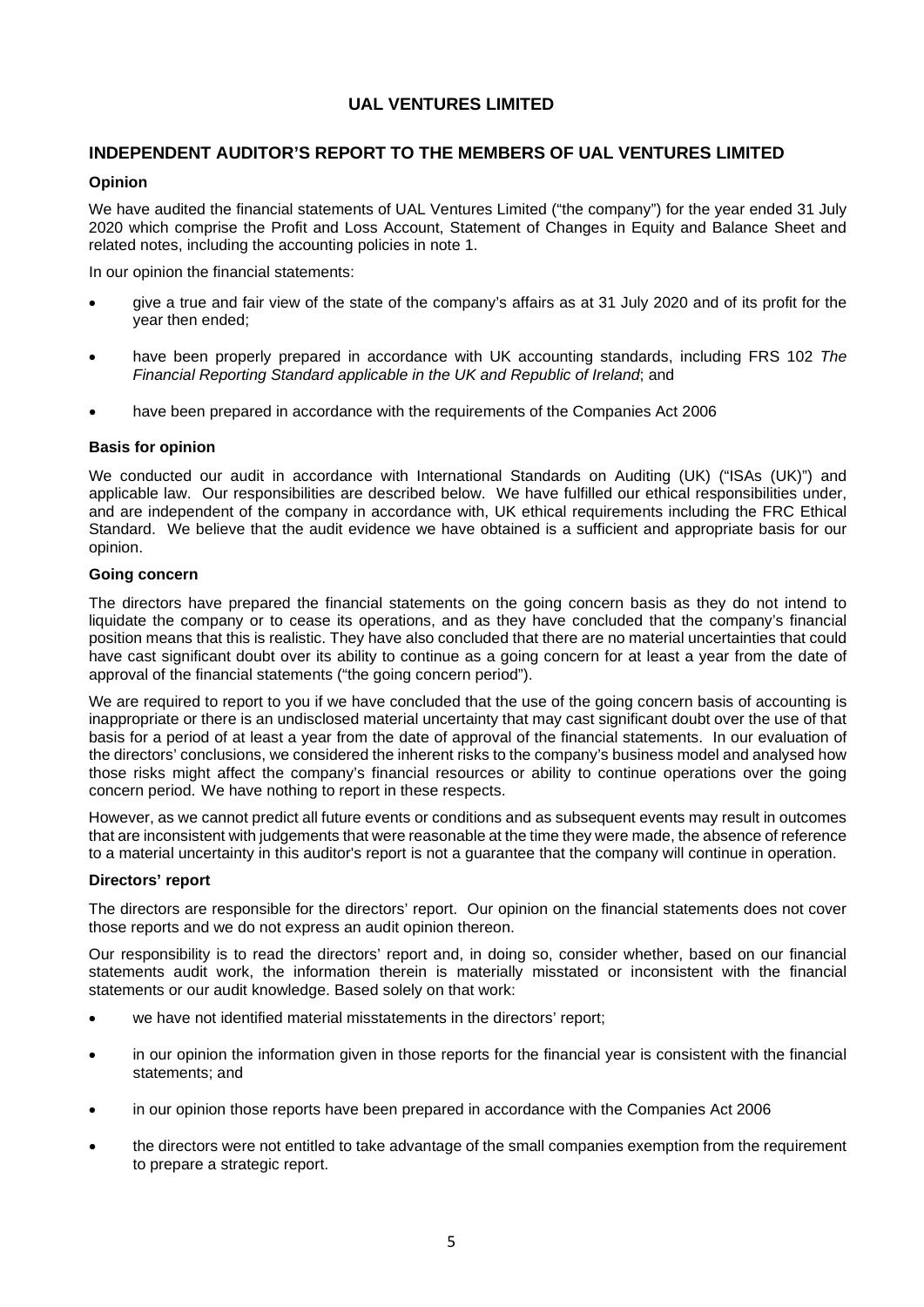# UAL VENTURES LIMITED

## INDEPENDENT AUDITOR'S REPORT TO THE MEMBERS OF UAL VENTURES LIMITED

### Opinion

We have audited the financial statements of UAL Ventures Limited ("the company") for the year ended 31 July 2020 which comprise the Profit and Loss Account, Statement of Changes in Equity and Balance Sheet and related notes, including the accounting policies in note 1.

In our opinion the financial statements:

- give a true and fair view of the state of the company's affairs as at 31 July 2020 and of its profit for the year then ended;
- have been properly prepared in accordance with UK accounting standards, including FRS 102 *The Financial Reporting Standard applicable in the UK and Republic of Ireland*; and
- have been prepared in accordance with the requirements of the Companies Act 2006

### Basis for opinion

We conducted our audit in accordance with International Standards on Auditing (UK) ("ISAs (UK)") and applicable law. Our responsibilities are described below. We have fulfilled our ethical responsibilities under, and are independent of the company in accordance with, UK ethical requirements including the FRC Ethical Standard. We believe that the audit evidence we have obtained is a sufficient and appropriate basis for our opinion.

### Going concern

The directors have prepared the financial statements on the going concern basis as they do not intend to liquidate the company or to cease its operations, and as they have concluded that the company's financial position means that this is realistic. They have also concluded that there are no material uncertainties that could have cast significant doubt over its ability to continue as a going concern for at least a year from the date of approval of the financial statements ("the going concern period").

We are required to report to you if we have concluded that the use of the going concern basis of accounting is inappropriate or there is an undisclosed material uncertainty that may cast significant doubt over the use of that basis for a period of at least a year from the date of approval of the financial statements. In our evaluation of the directors' conclusions, we considered the inherent risks to the company's business model and analysed how those risks might affect the company's financial resources or ability to continue operations over the going concern period. We have nothing to report in these respects.

However, as we cannot predict all future events or conditions and as subsequent events may result in outcomes that are inconsistent with judgements that were reasonable at the time they were made, the absence of reference to a material uncertainty in this auditor's report is not a guarantee that the company will continue in operation.

### Directors' report

The directors are responsible for the directors' report. Our opinion on the financial statements does not cover those reports and we do not express an audit opinion thereon.

Our responsibility is to read the directors' report and, in doing so, consider whether, based on our financial statements audit work, the information therein is materially misstated or inconsistent with the financial statements or our audit knowledge. Based solely on that work:

- we have not identified material misstatements in the directors' report;
- in our opinion the information given in those reports for the financial year is consistent with the financial statements; and
- in our opinion those reports have been prepared in accordance with the Companies Act 2006
- the directors were not entitled to take advantage of the small companies exemption from the requirement to prepare a strategic report.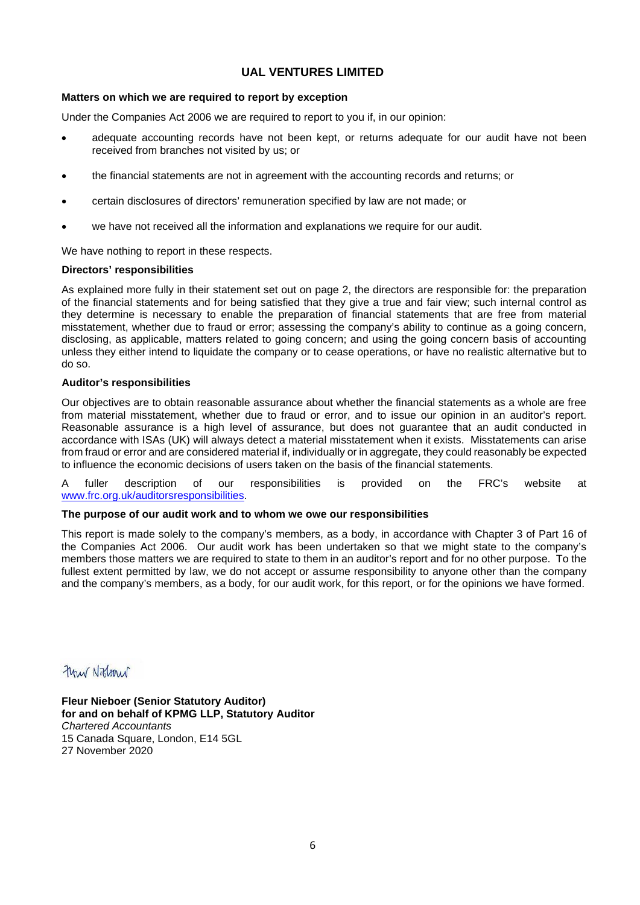# UAL VENTURES LIMITED

**Matters on which we are required to report by exception**

Under the Companies Act 2006 we are required to report to you if, in our opinion:

- adequate accounting records have not been kept, or returns adequate for our audit have not been received from branches not visited by us; or
- the financial statements are not in agreement with the accounting records and returns; or
- certain disclosures of directors' remuneration specified by law are not made; or
- we have not received all the information and explanations we require for our audit.

We have nothing to report in these respects.

**Directors' responsibilities**

As explained more fully in their statement set out on page 2, the directors are responsible for: the preparation of the financial statements and for being satisfied that they give a true and fair view; such internal control as they determine is necessary to enable the preparation of financial statements that are free from material misstatement, whether due to fraud or error; assessing the company's ability to continue as a going concern, disclosing, as applicable, matters related to going concern; and using the going concern basis of accounting unless they either intend to liquidate the company or to cease operations, or have no realistic alternative but to do so.

**Auditor's responsibilities**

Our objectives are to obtain reasonable assurance about whether the financial statements as a whole are free from material misstatement, whether due to fraud or error, and to issue our opinion in an auditor's report. Reasonable assurance is a high level of assurance, but does not guarantee that an audit conducted in accordance with ISAs (UK) will always detect a material misstatement when it exists. Misstatements can arise from fraud or error and are considered material if, individually or in aggregate, they could reasonably be expected to influence the economic decisions of users taken on the basis of the financial statements.

A fuller description of our responsibilities is provided on the FRC's website at www.frc.org.uk/auditorsresponsibilities.

**The purpose of our audit work and to whom we owe our responsibilities**

This report is made solely to the company's members, as a body, in accordance with Chapter 3 of Part 16 of the Companies Act 2006. Our audit work has been undertaken so that we might state to the company's members those matters we are required to state to them in an auditor's report and for no other purpose. To the fullest extent permitted by law, we do not accept or assume responsibility to anyone other than the company and the company's members, as a body, for our audit work, for this report, or for the opinions we have formed.

Fleur Nieboer

**Fleur Nieboer (Senior Statutory Auditor)**
**for and on behalf of KPMG LLP, Statutory Auditor**
*Chartered Accountants*
15 Canada Square, London, E14 5GL
27 November 2020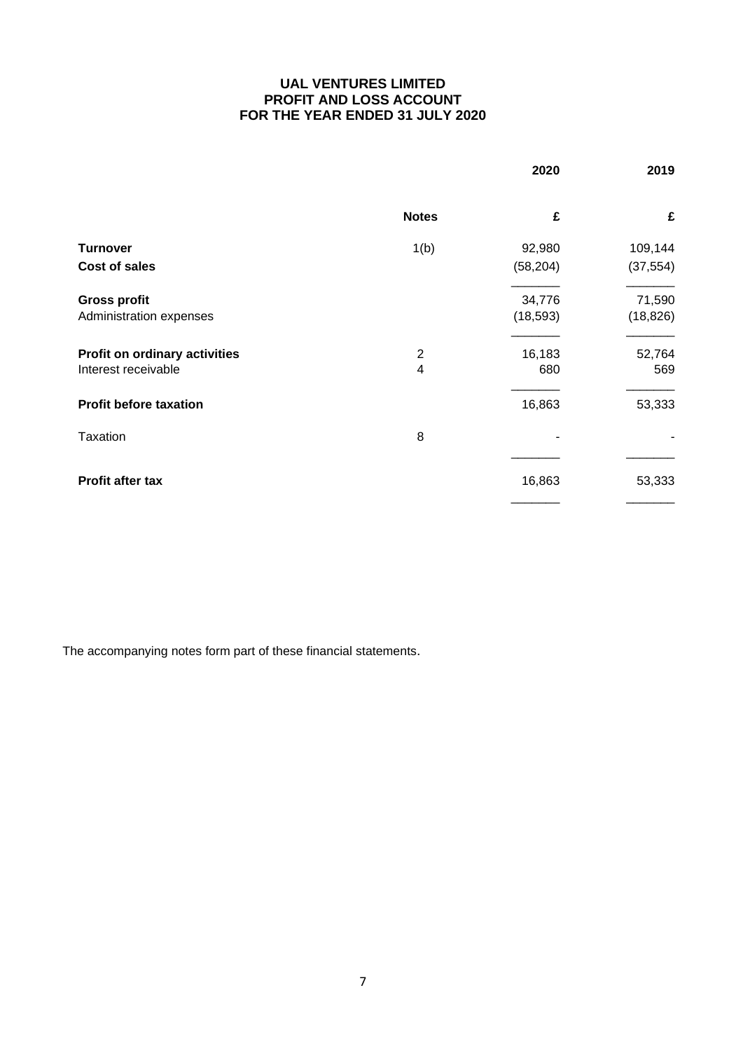# UAL VENTURES LIMITED
## PROFIT AND LOSS ACCOUNT
## FOR THE YEAR ENDED 31 JULY 2020

| | Notes | 2020 | 2019 |
|---|---|---|---|
| | | £ | £ |
| **Turnover** | 1(b) | 92,980 | 109,144 |
| **Cost of sales** | | (58,204) | (37,554) |
| **Gross profit** | | 34,776 | 71,590 |
| Administration expenses | | (18,593) | (18,826) |
| **Profit on ordinary activities** | 2 | 16,183 | 52,764 |
| Interest receivable | 4 | 680 | 569 |
| **Profit before taxation** | | 16,863 | 53,333 |
| Taxation | 8 | - | - |
| **Profit after tax** | | 16,863 | 53,333 |

The accompanying notes form part of these financial statements.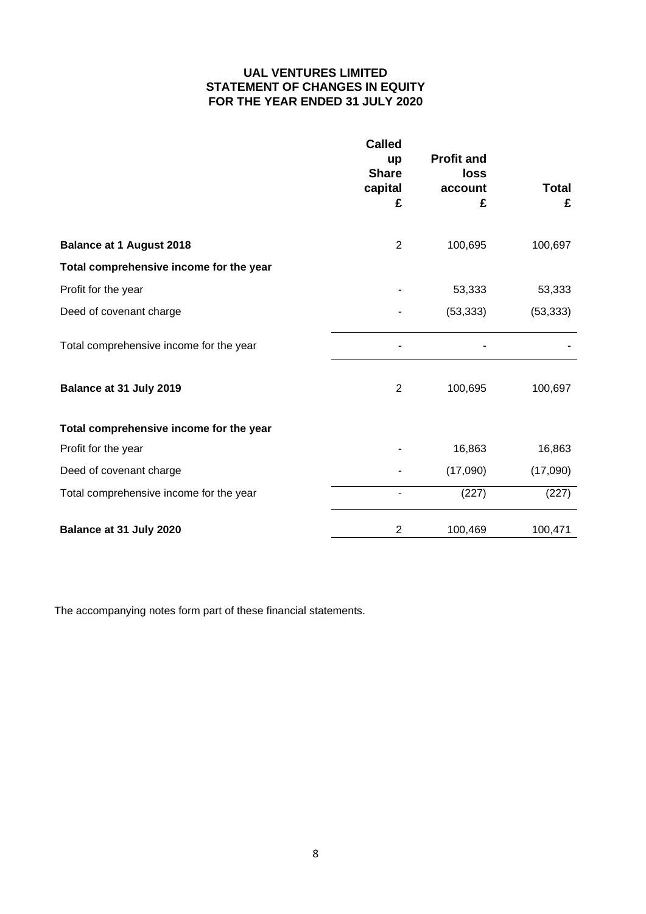# UAL VENTURES LIMITED
## STATEMENT OF CHANGES IN EQUITY
## FOR THE YEAR ENDED 31 JULY 2020

| | Called up Share capital £ | Profit and loss account £ | Total £ |
|---|---|---|---|
| **Balance at 1 August 2018** | 2 | 100,695 | 100,697 |
| **Total comprehensive income for the year** | | | |
| Profit for the year | - | 53,333 | 53,333 |
| Deed of covenant charge | - | (53,333) | (53,333) |
| Total comprehensive income for the year | - | - | - |
| **Balance at 31 July 2019** | 2 | 100,695 | 100,697 |
| **Total comprehensive income for the year** | | | |
| Profit for the year | - | 16,863 | 16,863 |
| Deed of covenant charge | - | (17,090) | (17,090) |
| Total comprehensive income for the year | - | (227) | (227) |
| **Balance at 31 July 2020** | 2 | 100,469 | 100,471 |

The accompanying notes form part of these financial statements.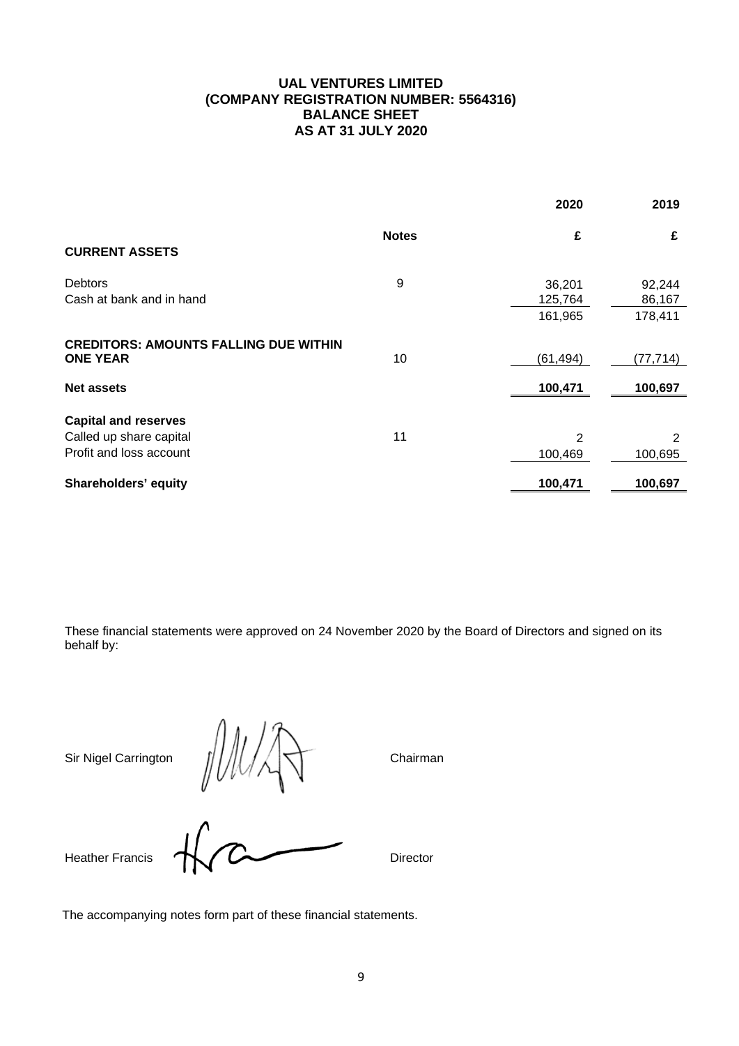# UAL VENTURES LIMITED
## (COMPANY REGISTRATION NUMBER: 5564316)
## BALANCE SHEET
## AS AT 31 JULY 2020

| | Notes | 2020 £ | 2019 £ |
|---|---|---|---|
| **CURRENT ASSETS** | | | |
| Debtors | 9 | 36,201 | 92,244 |
| Cash at bank and in hand | | 125,764 | 86,167 |
| | | 161,965 | 178,411 |
| **CREDITORS: AMOUNTS FALLING DUE WITHIN ONE YEAR** | 10 | (61,494) | (77,714) |
| **Net assets** | | **100,471** | **100,697** |
| **Capital and reserves** | | | |
| Called up share capital | 11 | 2 | 2 |
| Profit and loss account | | 100,469 | 100,695 |
| **Shareholders' equity** | | **100,471** | **100,697** |

These financial statements were approved on 24 November 2020 by the Board of Directors and signed on its behalf by:

Sir Nigel Carrington — Chairman

Heather Francis — Director

The accompanying notes form part of these financial statements.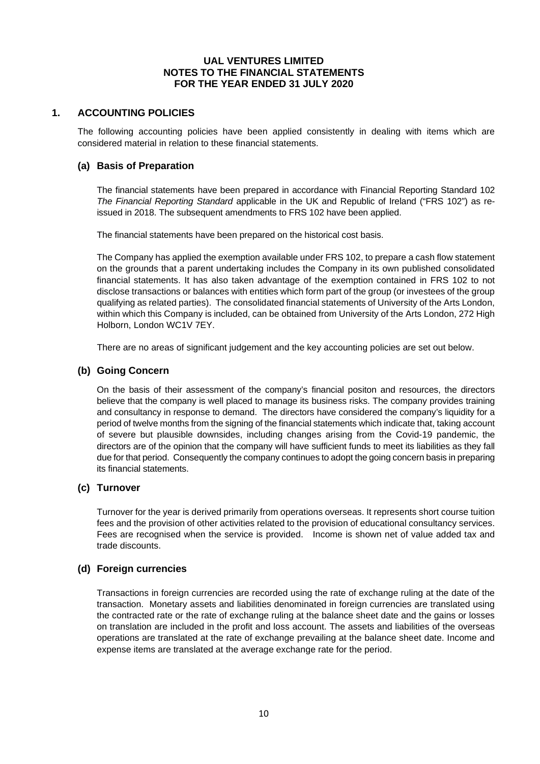# UAL VENTURES LIMITED
# NOTES TO THE FINANCIAL STATEMENTS
# FOR THE YEAR ENDED 31 JULY 2020

## 1. ACCOUNTING POLICIES

The following accounting policies have been applied consistently in dealing with items which are considered material in relation to these financial statements.

### (a) Basis of Preparation

The financial statements have been prepared in accordance with Financial Reporting Standard 102 *The Financial Reporting Standard* applicable in the UK and Republic of Ireland ("FRS 102") as re-issued in 2018. The subsequent amendments to FRS 102 have been applied.

The financial statements have been prepared on the historical cost basis.

The Company has applied the exemption available under FRS 102, to prepare a cash flow statement on the grounds that a parent undertaking includes the Company in its own published consolidated financial statements. It has also taken advantage of the exemption contained in FRS 102 to not disclose transactions or balances with entities which form part of the group (or investees of the group qualifying as related parties). The consolidated financial statements of University of the Arts London, within which this Company is included, can be obtained from University of the Arts London, 272 High Holborn, London WC1V 7EY.

There are no areas of significant judgement and the key accounting policies are set out below.

### (b) Going Concern

On the basis of their assessment of the company's financial positon and resources, the directors believe that the company is well placed to manage its business risks. The company provides training and consultancy in response to demand. The directors have considered the company's liquidity for a period of twelve months from the signing of the financial statements which indicate that, taking account of severe but plausible downsides, including changes arising from the Covid-19 pandemic, the directors are of the opinion that the company will have sufficient funds to meet its liabilities as they fall due for that period. Consequently the company continues to adopt the going concern basis in preparing its financial statements.

### (c) Turnover

Turnover for the year is derived primarily from operations overseas. It represents short course tuition fees and the provision of other activities related to the provision of educational consultancy services. Fees are recognised when the service is provided. Income is shown net of value added tax and trade discounts.

### (d) Foreign currencies

Transactions in foreign currencies are recorded using the rate of exchange ruling at the date of the transaction. Monetary assets and liabilities denominated in foreign currencies are translated using the contracted rate or the rate of exchange ruling at the balance sheet date and the gains or losses on translation are included in the profit and loss account. The assets and liabilities of the overseas operations are translated at the rate of exchange prevailing at the balance sheet date. Income and expense items are translated at the average exchange rate for the period.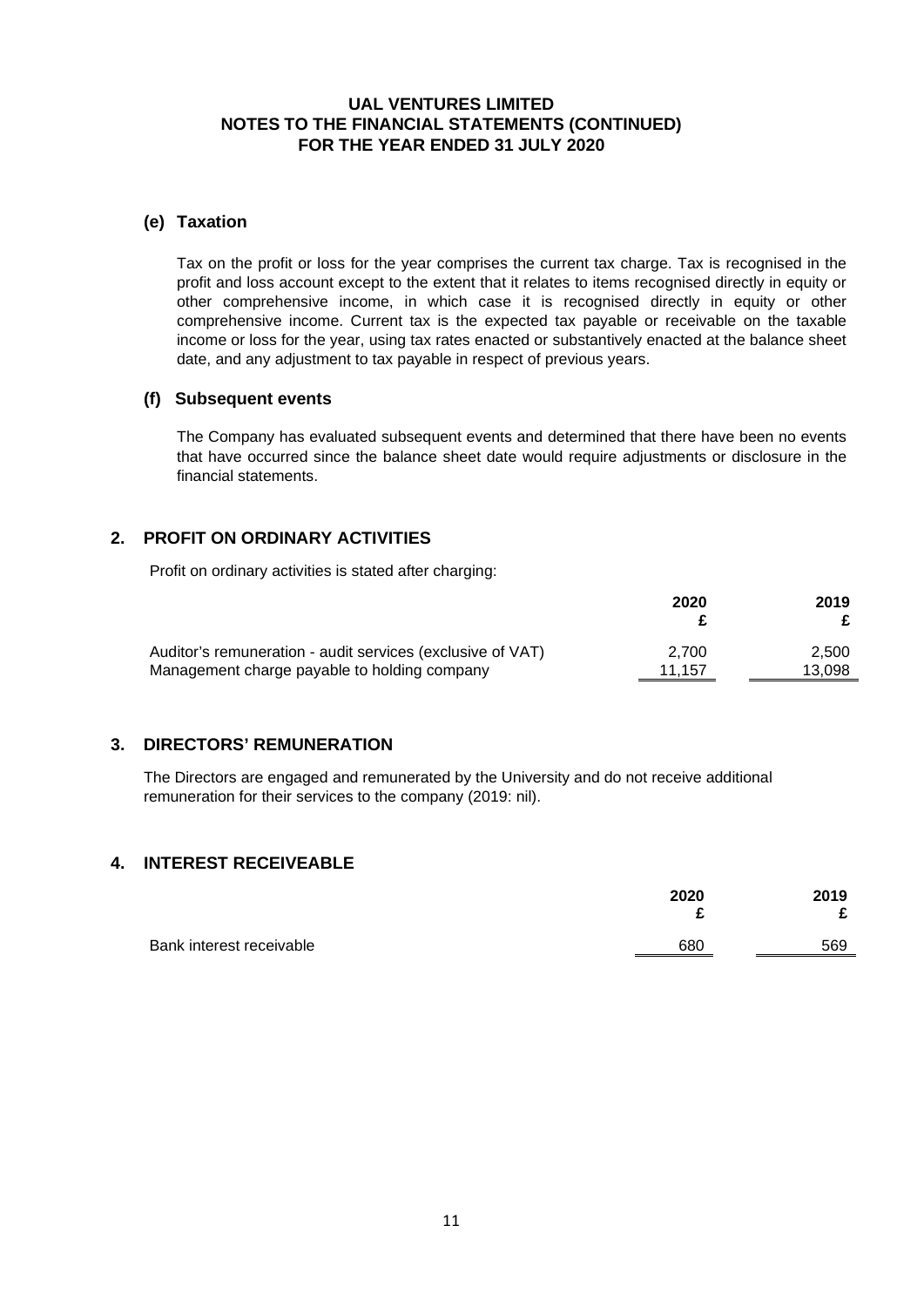### (e) Taxation

Tax on the profit or loss for the year comprises the current tax charge. Tax is recognised in the profit and loss account except to the extent that it relates to items recognised directly in equity or other comprehensive income, in which case it is recognised directly in equity or other comprehensive income. Current tax is the expected tax payable or receivable on the taxable income or loss for the year, using tax rates enacted or substantively enacted at the balance sheet date, and any adjustment to tax payable in respect of previous years.

### (f) Subsequent events

The Company has evaluated subsequent events and determined that there have been no events that have occurred since the balance sheet date would require adjustments or disclosure in the financial statements.

## 2. PROFIT ON ORDINARY ACTIVITIES

Profit on ordinary activities is stated after charging:

| | 2020 £ | 2019 £ |
|---|---|---|
| Auditor's remuneration - audit services (exclusive of VAT) | 2,700 | 2,500 |
| Management charge payable to holding company | 11,157 | 13,098 |

## 3. DIRECTORS' REMUNERATION

The Directors are engaged and remunerated by the University and do not receive additional remuneration for their services to the company (2019: nil).

## 4. INTEREST RECEIVEABLE

| | 2020 £ | 2019 £ |
|---|---|---|
| Bank interest receivable | 680 | 569 |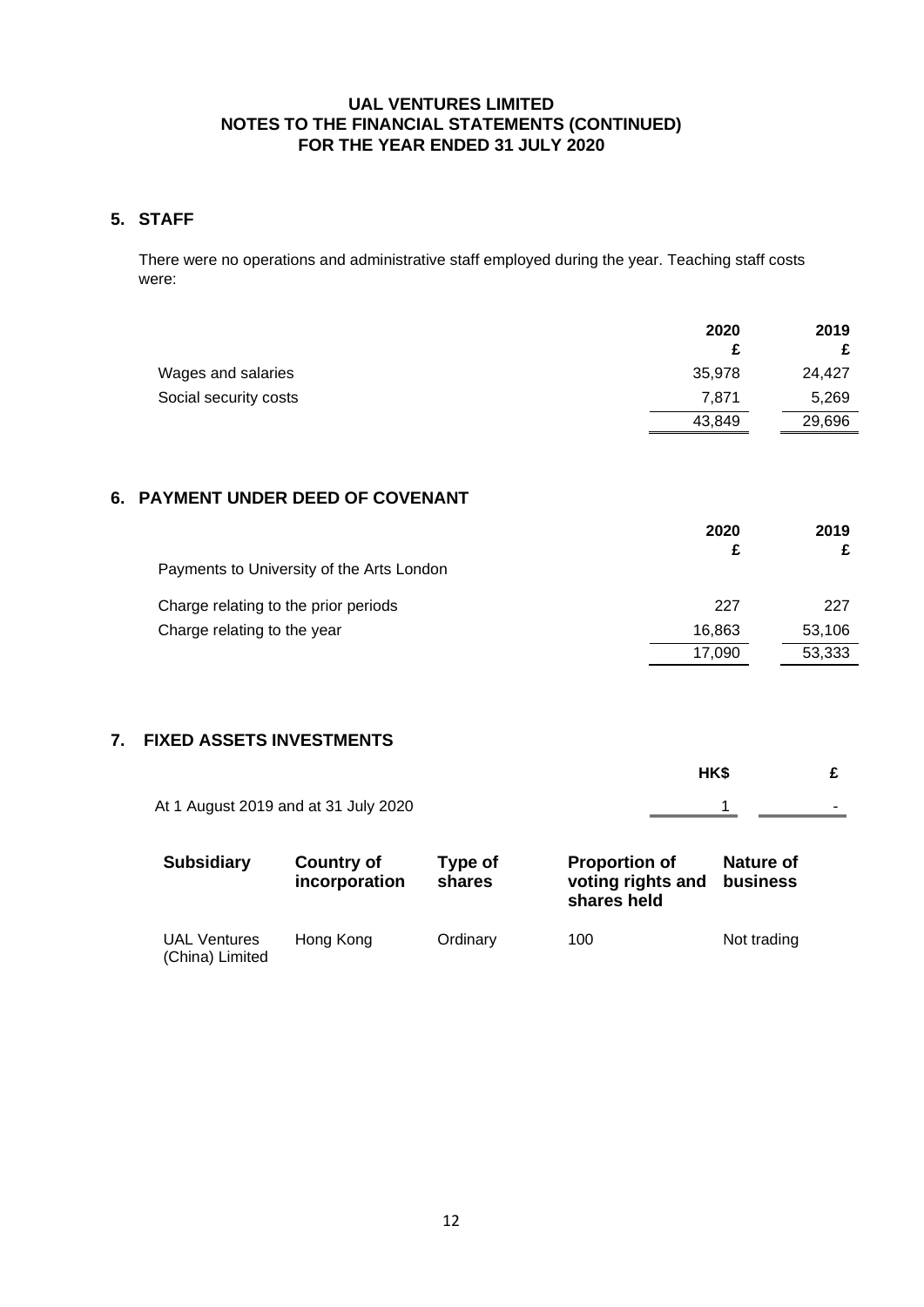**UAL VENTURES LIMITED**
**NOTES TO THE FINANCIAL STATEMENTS (CONTINUED)**
**FOR THE YEAR ENDED 31 JULY 2020**

## 5. STAFF

There were no operations and administrative staff employed during the year. Teaching staff costs were:

| | 2020<br>£ | 2019<br>£ |
|---|---|---|
| Wages and salaries | 35,978 | 24,427 |
| Social security costs | 7,871 | 5,269 |
| | 43,849 | 29,696 |

## 6. PAYMENT UNDER DEED OF COVENANT

| | 2020<br>£ | 2019<br>£ |
|---|---|---|
| Payments to University of the Arts London | | |
| Charge relating to the prior periods | 227 | 227 |
| Charge relating to the year | 16,863 | 53,106 |
| | 17,090 | 53,333 |

## 7. FIXED ASSETS INVESTMENTS

| | HK$ | £ |
|---|---|---|
| At 1 August 2019 and at 31 July 2020 | 1 | - |

| Subsidiary | Country of incorporation | Type of shares | Proportion of voting rights and shares held | Nature of business |
|---|---|---|---|---|
| UAL Ventures (China) Limited | Hong Kong | Ordinary | 100 | Not trading |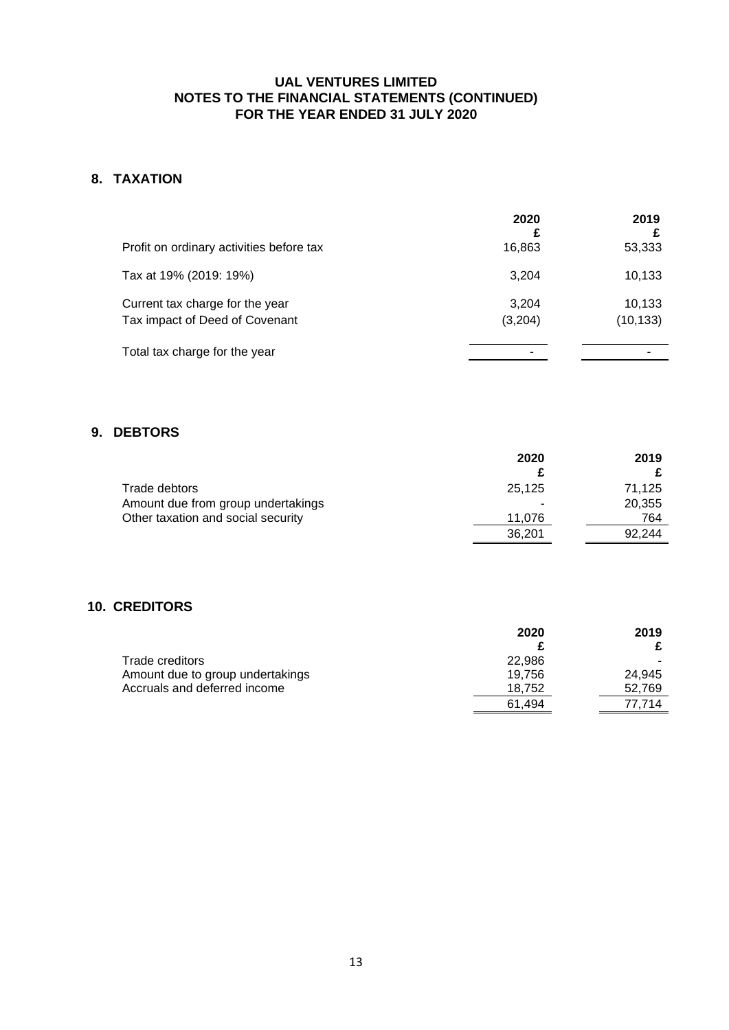# UAL VENTURES LIMITED
# NOTES TO THE FINANCIAL STATEMENTS (CONTINUED)
# FOR THE YEAR ENDED 31 JULY 2020

## 8. TAXATION

| | 2020 £ | 2019 £ |
|---|---|---|
| Profit on ordinary activities before tax | 16,863 | 53,333 |
| Tax at 19% (2019: 19%) | 3,204 | 10,133 |
| Current tax charge for the year | 3,204 | 10,133 |
| Tax impact of Deed of Covenant | (3,204) | (10,133) |
| Total tax charge for the year | - | - |

## 9. DEBTORS

| | 2020 £ | 2019 £ |
|---|---|---|
| Trade debtors | 25,125 | 71,125 |
| Amount due from group undertakings | - | 20,355 |
| Other taxation and social security | 11,076 | 764 |
| | 36,201 | 92,244 |

## 10. CREDITORS

| | 2020 £ | 2019 £ |
|---|---|---|
| Trade creditors | 22,986 | - |
| Amount due to group undertakings | 19,756 | 24,945 |
| Accruals and deferred income | 18,752 | 52,769 |
| | 61,494 | 77,714 |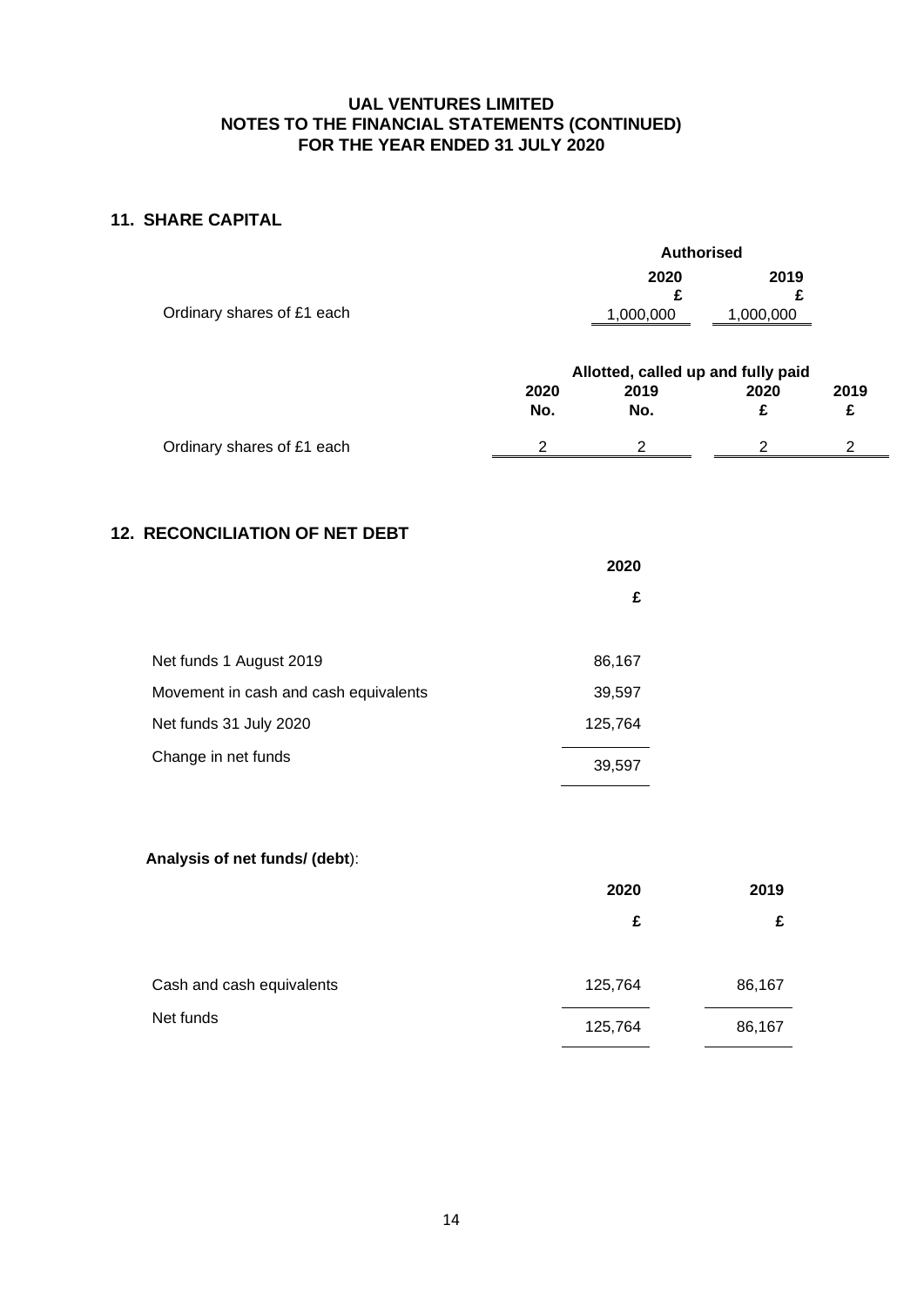**UAL VENTURES LIMITED**
**NOTES TO THE FINANCIAL STATEMENTS (CONTINUED)**
**FOR THE YEAR ENDED 31 JULY 2020**

## 11. SHARE CAPITAL

| | Authorised | |
|---|---|---|
| | 2020 | 2019 |
| | £ | £ |
| Ordinary shares of £1 each | 1,000,000 | 1,000,000 |

| | Allotted, called up and fully paid | | | |
|---|---|---|---|---|
| | 2020 | 2019 | 2020 | 2019 |
| | No. | No. | £ | £ |
| Ordinary shares of £1 each | 2 | 2 | 2 | 2 |

## 12. RECONCILIATION OF NET DEBT

| | 2020 |
|---|---|
| | £ |
| Net funds 1 August 2019 | 86,167 |
| Movement in cash and cash equivalents | 39,597 |
| Net funds 31 July 2020 | 125,764 |
| Change in net funds | 39,597 |

**Analysis of net funds/ (debt)**:

| | 2020 | 2019 |
|---|---|---|
| | £ | £ |
| Cash and cash equivalents | 125,764 | 86,167 |
| Net funds | 125,764 | 86,167 |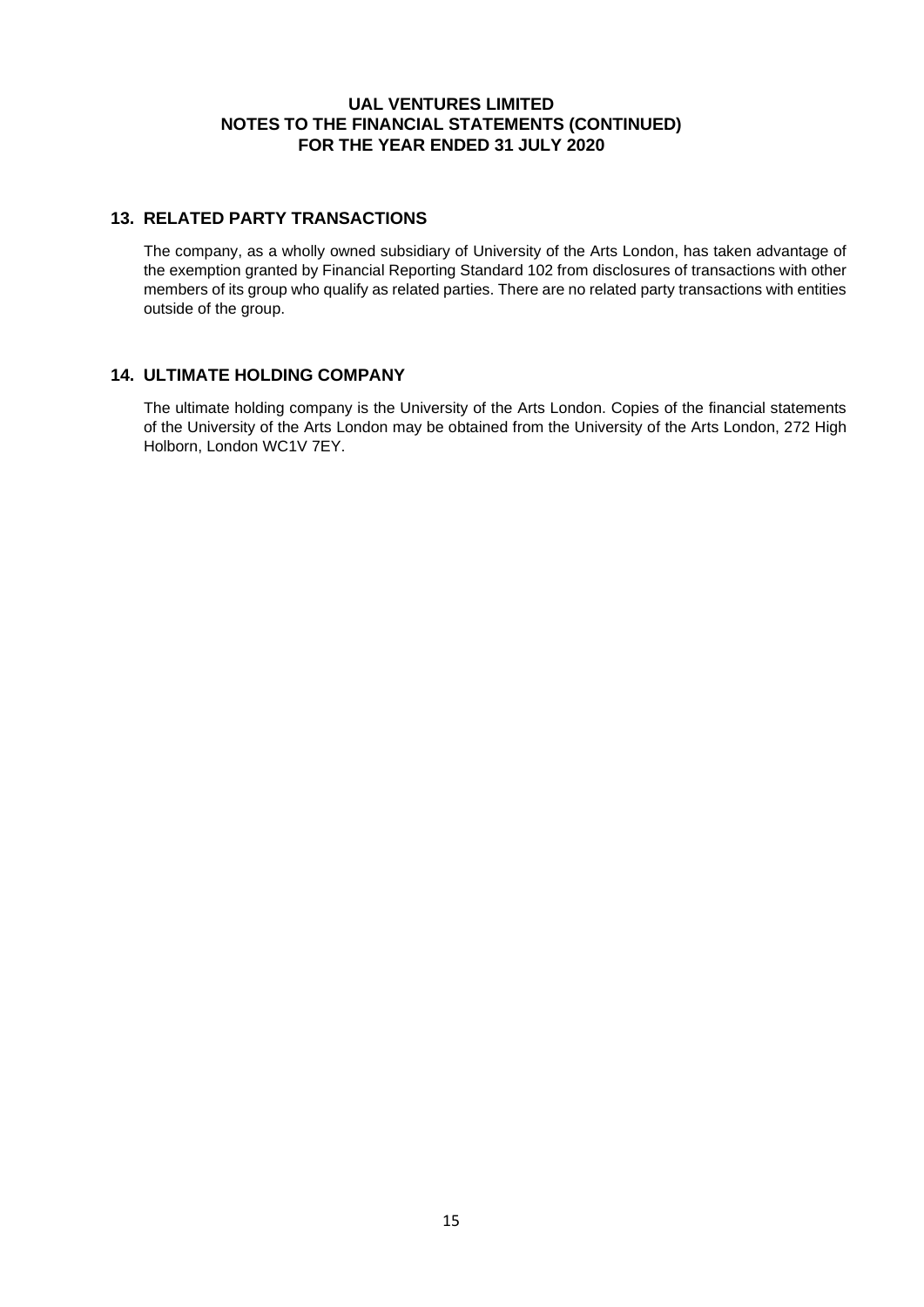## 13. RELATED PARTY TRANSACTIONS

The company, as a wholly owned subsidiary of University of the Arts London, has taken advantage of the exemption granted by Financial Reporting Standard 102 from disclosures of transactions with other members of its group who qualify as related parties. There are no related party transactions with entities outside of the group.

## 14. ULTIMATE HOLDING COMPANY

The ultimate holding company is the University of the Arts London. Copies of the financial statements of the University of the Arts London may be obtained from the University of the Arts London, 272 High Holborn, London WC1V 7EY.